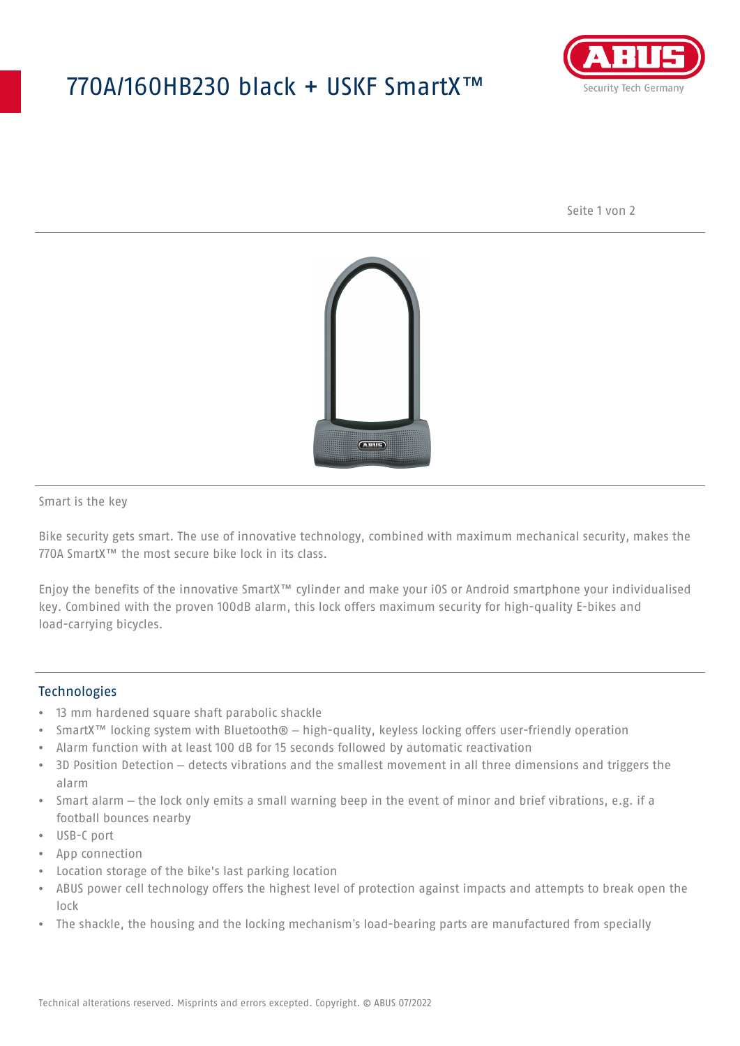# 770A/160HB230 black + USKF SmartX™

Smart is the key

Bike security gets smart. The use of innovative technology, combined with maximum mechanical security, makes the 770A SmartX™ the most secure bike lock in its class.

Enjoy the benefits of the innovative SmartX™ cylinder and make your iOS or Android smartphone your individualised key. Combined with the proven 100dB alarm, this lock offers maximum security for high-quality E-bikes and load-carrying bicycles.

## Technologies

- 13 mm hardened square shaft parabolic shackle
- SmartX™ locking system with Bluetooth® – high-quality, keyless locking offers user-friendly operation
- Alarm function with at least 100 dB for 15 seconds followed by automatic reactivation
- 3D Position Detection – detects vibrations and the smallest movement in all three dimensions and triggers the alarm
- Smart alarm – the lock only emits a small warning beep in the event of minor and brief vibrations, e.g. if a football bounces nearby
- USB-C port
- App connection
- Location storage of the bike's last parking location
- ABUS power cell technology offers the highest level of protection against impacts and attempts to break open the lock
- The shackle, the housing and the locking mechanism's load-bearing parts are manufactured from specially

Technical alterations reserved. Misprints and errors excepted. Copyright. © ABUS 07/2022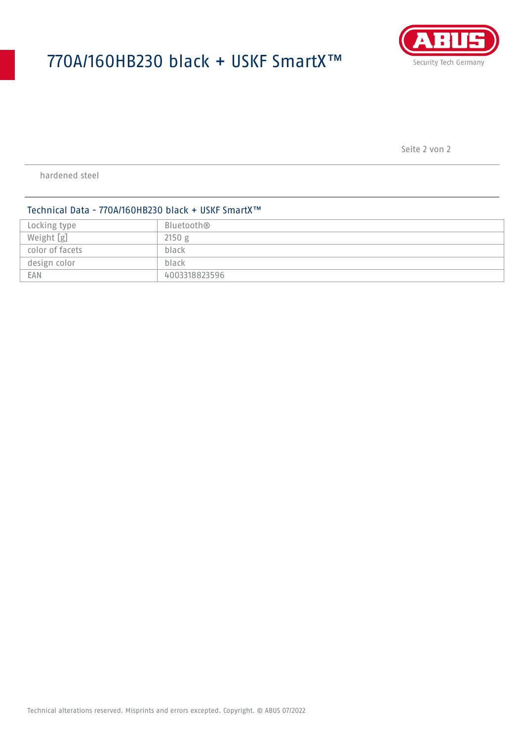hardened steel

## Technical Data - 770A/160HB230 black + USKF SmartX™

| | |
|---|---|
| Locking type | Bluetooth® |
| Weight [g] | 2150 g |
| color of facets | black |
| design color | black |
| EAN | 4003318823596 |

Technical alterations reserved. Misprints and errors excepted. Copyright. © ABUS 07/2022